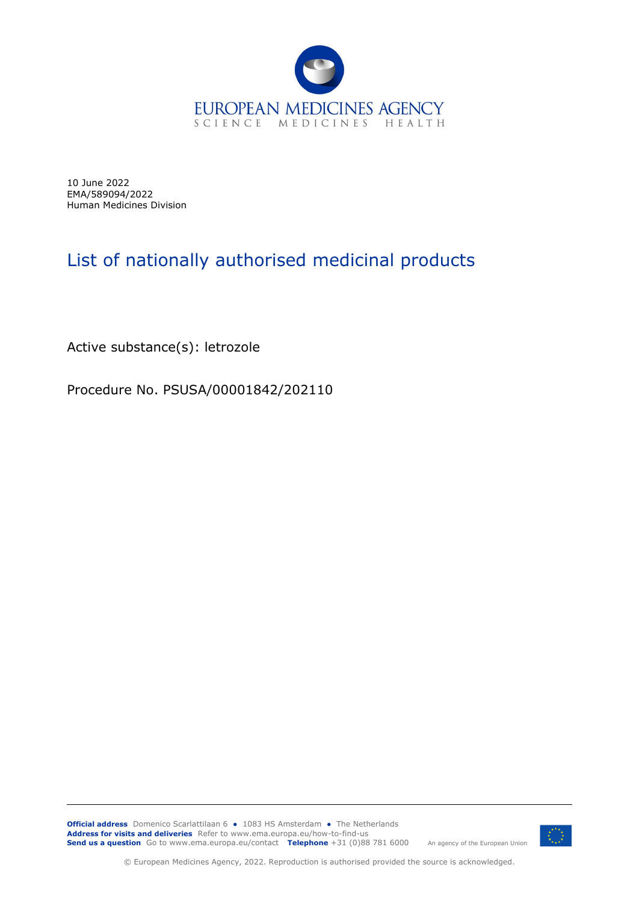EUROPEAN MEDICINES AGENCY
SCIENCE MEDICINES HEALTH

10 June 2022
EMA/589094/2022
Human Medicines Division

# List of nationally authorised medicinal products

Active substance(s): letrozole

Procedure No. PSUSA/00001842/202110

**Official address** Domenico Scarlattilaan 6 ● 1083 HS Amsterdam ● The Netherlands
**Address for visits and deliveries** Refer to www.ema.europa.eu/how-to-find-us
**Send us a question** Go to www.ema.europa.eu/contact **Telephone** +31 (0)88 781 6000

An agency of the European Union

© European Medicines Agency, 2022. Reproduction is authorised provided the source is acknowledged.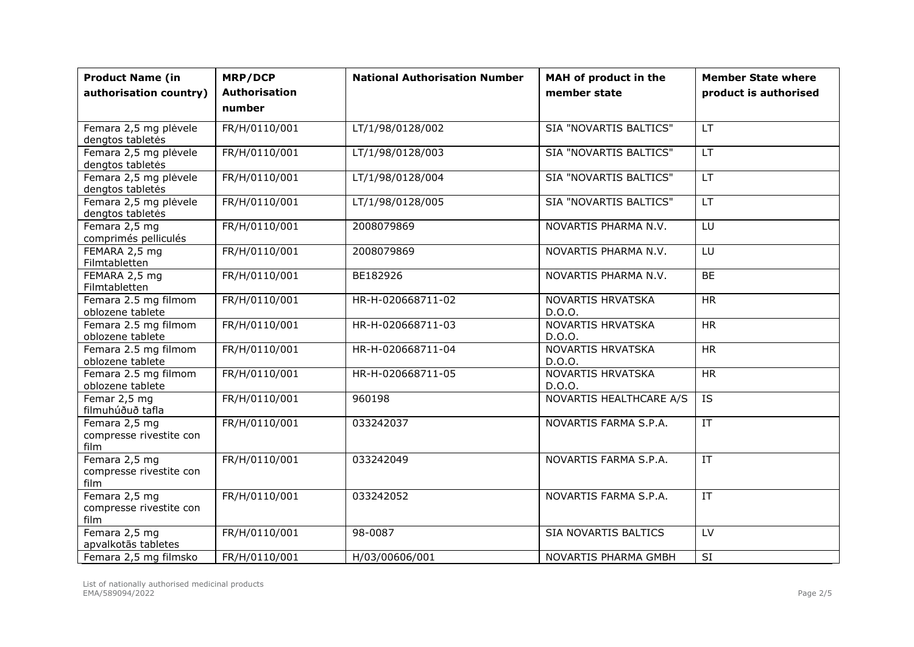| Product Name (in authorisation country) | MRP/DCP Authorisation number | National Authorisation Number | MAH of product in the member state | Member State where product is authorised |
|---|---|---|---|---|
| Femara 2,5 mg plėvele dengtos tabletės | FR/H/0110/001 | LT/1/98/0128/002 | SIA "NOVARTIS BALTICS" | LT |
| Femara 2,5 mg plėvele dengtos tabletės | FR/H/0110/001 | LT/1/98/0128/003 | SIA "NOVARTIS BALTICS" | LT |
| Femara 2,5 mg plėvele dengtos tabletės | FR/H/0110/001 | LT/1/98/0128/004 | SIA "NOVARTIS BALTICS" | LT |
| Femara 2,5 mg plėvele dengtos tabletės | FR/H/0110/001 | LT/1/98/0128/005 | SIA "NOVARTIS BALTICS" | LT |
| Femara 2,5 mg comprimés pelliculés | FR/H/0110/001 | 2008079869 | NOVARTIS PHARMA N.V. | LU |
| FEMARA 2,5 mg Filmtabletten | FR/H/0110/001 | 2008079869 | NOVARTIS PHARMA N.V. | LU |
| FEMARA 2,5 mg Filmtabletten | FR/H/0110/001 | BE182926 | NOVARTIS PHARMA N.V. | BE |
| Femara 2.5 mg filmom oblozene tablete | FR/H/0110/001 | HR-H-020668711-02 | NOVARTIS HRVATSKA D.O.O. | HR |
| Femara 2.5 mg filmom oblozene tablete | FR/H/0110/001 | HR-H-020668711-03 | NOVARTIS HRVATSKA D.O.O. | HR |
| Femara 2.5 mg filmom oblozene tablete | FR/H/0110/001 | HR-H-020668711-04 | NOVARTIS HRVATSKA D.O.O. | HR |
| Femara 2.5 mg filmom oblozene tablete | FR/H/0110/001 | HR-H-020668711-05 | NOVARTIS HRVATSKA D.O.O. | HR |
| Femar 2,5 mg filmuhúðuð tafla | FR/H/0110/001 | 960198 | NOVARTIS HEALTHCARE A/S | IS |
| Femara 2,5 mg compresse rivestite con film | FR/H/0110/001 | 033242037 | NOVARTIS FARMA S.P.A. | IT |
| Femara 2,5 mg compresse rivestite con film | FR/H/0110/001 | 033242049 | NOVARTIS FARMA S.P.A. | IT |
| Femara 2,5 mg compresse rivestite con film | FR/H/0110/001 | 033242052 | NOVARTIS FARMA S.P.A. | IT |
| Femara 2,5 mg apvalkotās tabletes | FR/H/0110/001 | 98-0087 | SIA NOVARTIS BALTICS | LV |
| Femara 2,5 mg filmsko | FR/H/0110/001 | H/03/00606/001 | NOVARTIS PHARMA GMBH | SI |

List of nationally authorised medicinal products
EMA/589094/2022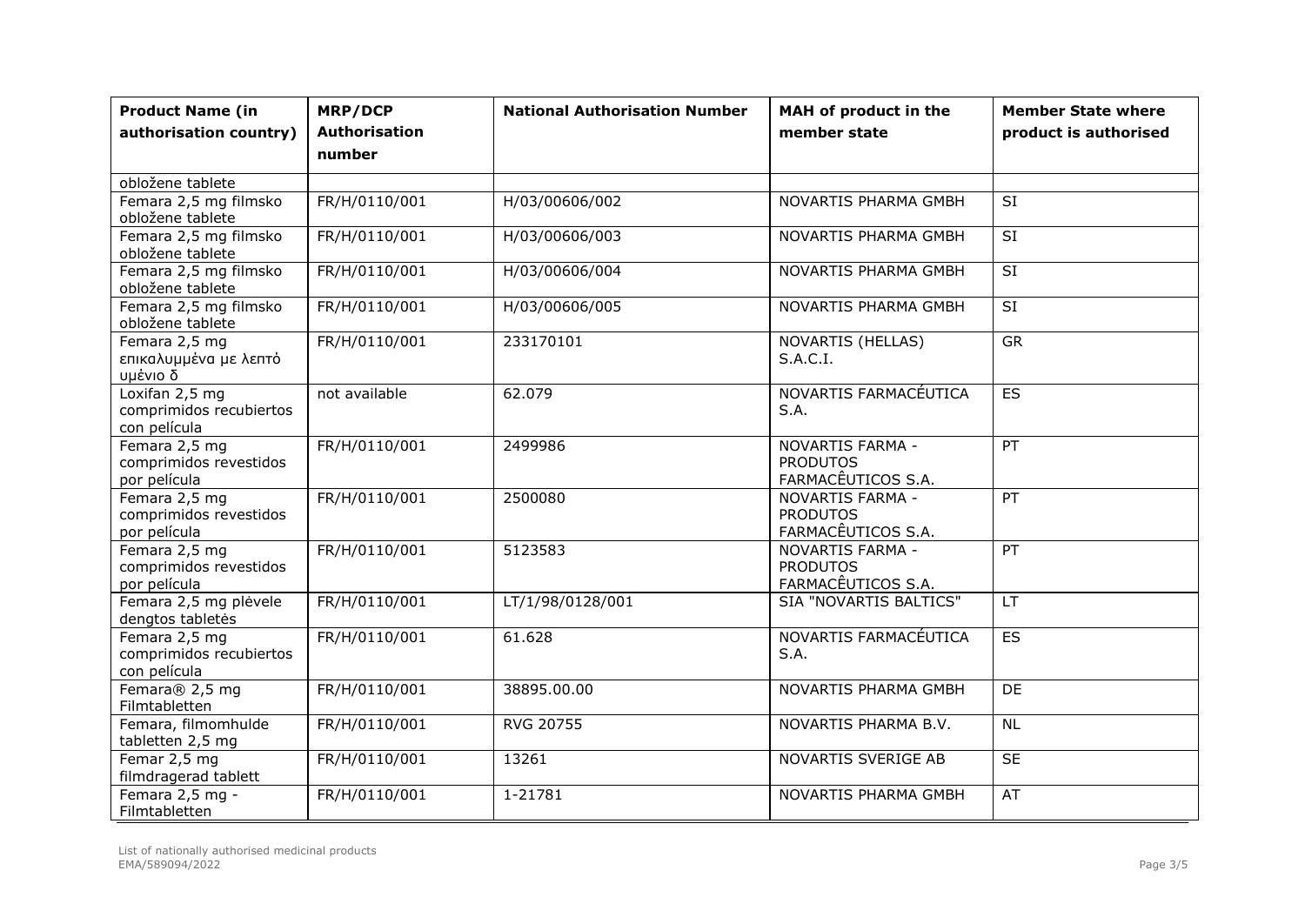| Product Name (in authorisation country) | MRP/DCP Authorisation number | National Authorisation Number | MAH of product in the member state | Member State where product is authorised |
| --- | --- | --- | --- | --- |
| obložene tablete | | | | |
| Femara 2,5 mg filmsko obložene tablete | FR/H/0110/001 | H/03/00606/002 | NOVARTIS PHARMA GMBH | SI |
| Femara 2,5 mg filmsko obložene tablete | FR/H/0110/001 | H/03/00606/003 | NOVARTIS PHARMA GMBH | SI |
| Femara 2,5 mg filmsko obložene tablete | FR/H/0110/001 | H/03/00606/004 | NOVARTIS PHARMA GMBH | SI |
| Femara 2,5 mg filmsko obložene tablete | FR/H/0110/001 | H/03/00606/005 | NOVARTIS PHARMA GMBH | SI |
| Femara 2,5 mg επικαλυμμένα με λεπτό υμένιο δ | FR/H/0110/001 | 233170101 | NOVARTIS (HELLAS) S.A.C.I. | GR |
| Loxifan 2,5 mg comprimidos recubiertos con película | not available | 62.079 | NOVARTIS FARMACÉUTICA S.A. | ES |
| Femara 2,5 mg comprimidos revestidos por película | FR/H/0110/001 | 2499986 | NOVARTIS FARMA - PRODUTOS FARMACÊUTICOS S.A. | PT |
| Femara 2,5 mg comprimidos revestidos por película | FR/H/0110/001 | 2500080 | NOVARTIS FARMA - PRODUTOS FARMACÊUTICOS S.A. | PT |
| Femara 2,5 mg comprimidos revestidos por película | FR/H/0110/001 | 5123583 | NOVARTIS FARMA - PRODUTOS FARMACÊUTICOS S.A. | PT |
| Femara 2,5 mg plėvele dengtos tabletės | FR/H/0110/001 | LT/1/98/0128/001 | SIA "NOVARTIS BALTICS" | LT |
| Femara 2,5 mg comprimidos recubiertos con película | FR/H/0110/001 | 61.628 | NOVARTIS FARMACÉUTICA S.A. | ES |
| Femara® 2,5 mg Filmtabletten | FR/H/0110/001 | 38895.00.00 | NOVARTIS PHARMA GMBH | DE |
| Femara, filmomhulde tabletten 2,5 mg | FR/H/0110/001 | RVG 20755 | NOVARTIS PHARMA B.V. | NL |
| Femar 2,5 mg filmdragerad tablett | FR/H/0110/001 | 13261 | NOVARTIS SVERIGE AB | SE |
| Femara 2,5 mg - Filmtabletten | FR/H/0110/001 | 1-21781 | NOVARTIS PHARMA GMBH | AT |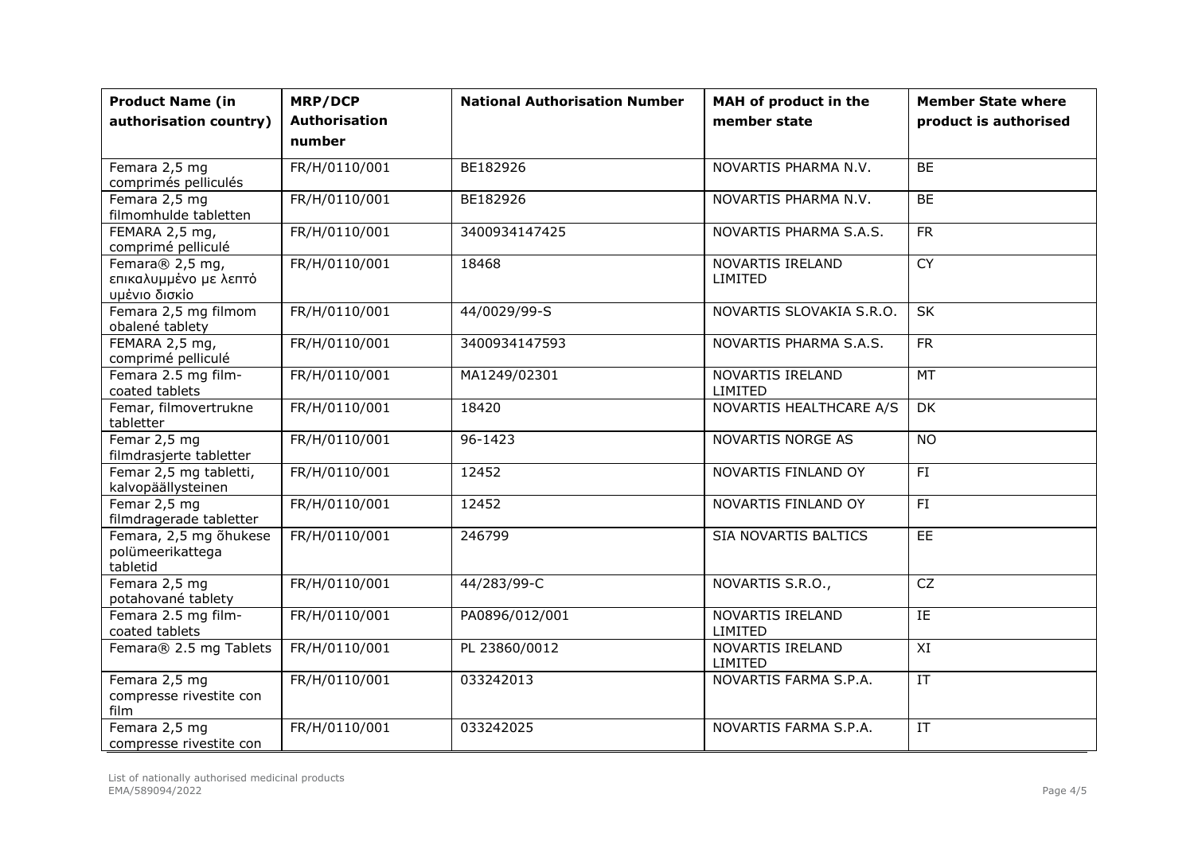| Product Name (in authorisation country) | MRP/DCP Authorisation number | National Authorisation Number | MAH of product in the member state | Member State where product is authorised |
|---|---|---|---|---|
| Femara 2,5 mg comprimés pelliculés | FR/H/0110/001 | BE182926 | NOVARTIS PHARMA N.V. | BE |
| Femara 2,5 mg filmomhulde tabletten | FR/H/0110/001 | BE182926 | NOVARTIS PHARMA N.V. | BE |
| FEMARA 2,5 mg, comprimé pelliculé | FR/H/0110/001 | 3400934147425 | NOVARTIS PHARMA S.A.S. | FR |
| Femara® 2,5 mg, επικαλυμμένο με λεπτό υμένιο δισκίο | FR/H/0110/001 | 18468 | NOVARTIS IRELAND LIMITED | CY |
| Femara 2,5 mg filmom obalené tablety | FR/H/0110/001 | 44/0029/99-S | NOVARTIS SLOVAKIA S.R.O. | SK |
| FEMARA 2,5 mg, comprimé pelliculé | FR/H/0110/001 | 3400934147593 | NOVARTIS PHARMA S.A.S. | FR |
| Femara 2.5 mg film-coated tablets | FR/H/0110/001 | MA1249/02301 | NOVARTIS IRELAND LIMITED | MT |
| Femar, filmovertrukne tabletter | FR/H/0110/001 | 18420 | NOVARTIS HEALTHCARE A/S | DK |
| Femar 2,5 mg filmdrasjerte tabletter | FR/H/0110/001 | 96-1423 | NOVARTIS NORGE AS | NO |
| Femar 2,5 mg tabletti, kalvopäällysteinen | FR/H/0110/001 | 12452 | NOVARTIS FINLAND OY | FI |
| Femar 2,5 mg filmdragerade tabletter | FR/H/0110/001 | 12452 | NOVARTIS FINLAND OY | FI |
| Femara, 2,5 mg õhukese polümeerikattega tabletid | FR/H/0110/001 | 246799 | SIA NOVARTIS BALTICS | EE |
| Femara 2,5 mg potahované tablety | FR/H/0110/001 | 44/283/99-C | NOVARTIS S.R.O., | CZ |
| Femara 2.5 mg film-coated tablets | FR/H/0110/001 | PA0896/012/001 | NOVARTIS IRELAND LIMITED | IE |
| Femara® 2.5 mg Tablets | FR/H/0110/001 | PL 23860/0012 | NOVARTIS IRELAND LIMITED | XI |
| Femara 2,5 mg compresse rivestite con film | FR/H/0110/001 | 033242013 | NOVARTIS FARMA S.P.A. | IT |
| Femara 2,5 mg compresse rivestite con | FR/H/0110/001 | 033242025 | NOVARTIS FARMA S.P.A. | IT |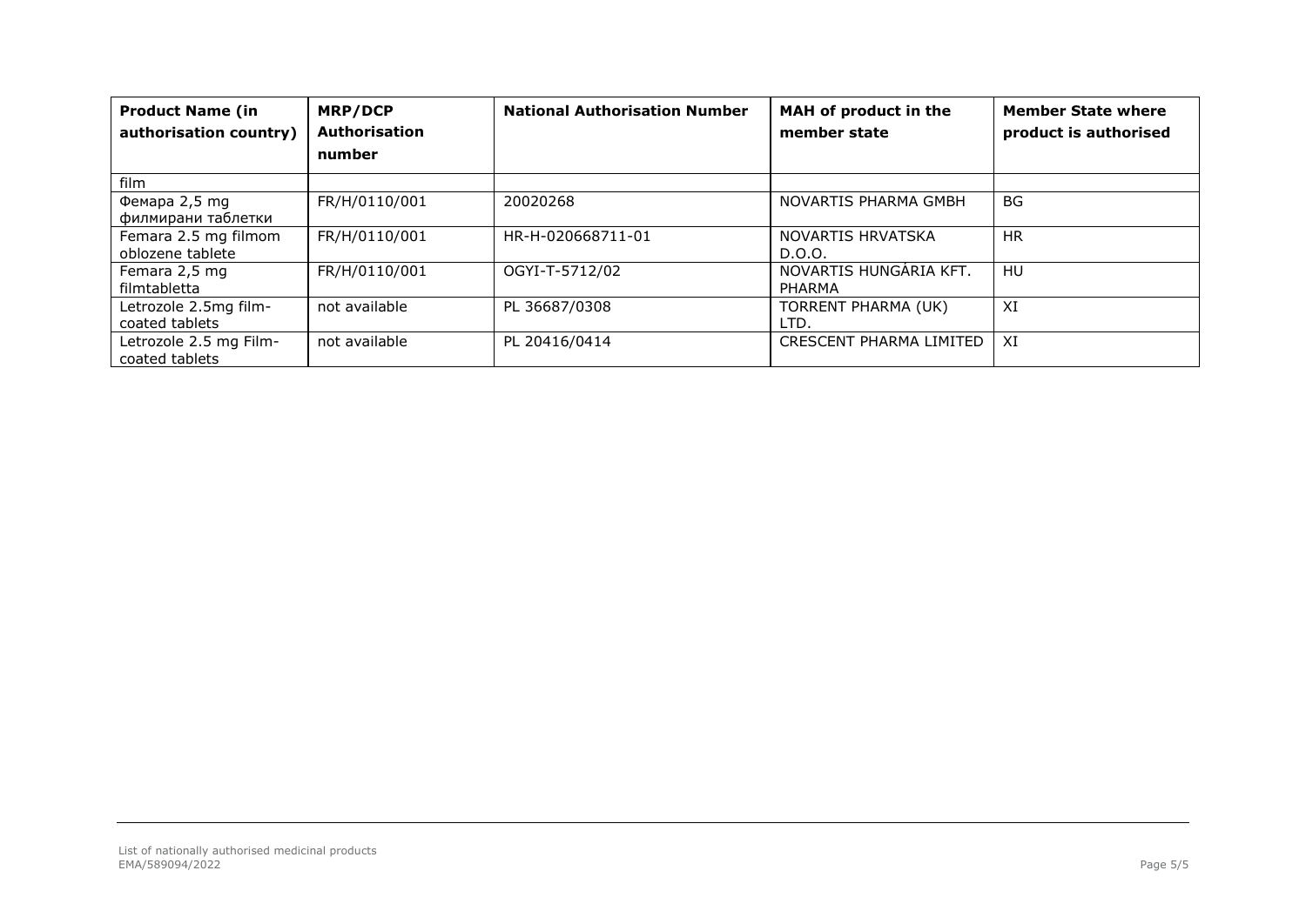| Product Name (in authorisation country) | MRP/DCP Authorisation number | National Authorisation Number | MAH of product in the member state | Member State where product is authorised |
|---|---|---|---|---|
| film | | | | |
| Фемара 2,5 mg филмирани таблетки | FR/H/0110/001 | 20020268 | NOVARTIS PHARMA GMBH | BG |
| Femara 2.5 mg filmom obložene tablete | FR/H/0110/001 | HR-H-020668711-01 | NOVARTIS HRVATSKA D.O.O. | HR |
| Femara 2,5 mg filmtabletta | FR/H/0110/001 | OGYI-T-5712/02 | NOVARTIS HUNGÁRIA KFT. PHARMA | HU |
| Letrozole 2.5mg film-coated tablets | not available | PL 36687/0308 | TORRENT PHARMA (UK) LTD. | XI |
| Letrozole 2.5 mg Film-coated tablets | not available | PL 20416/0414 | CRESCENT PHARMA LIMITED | XI |